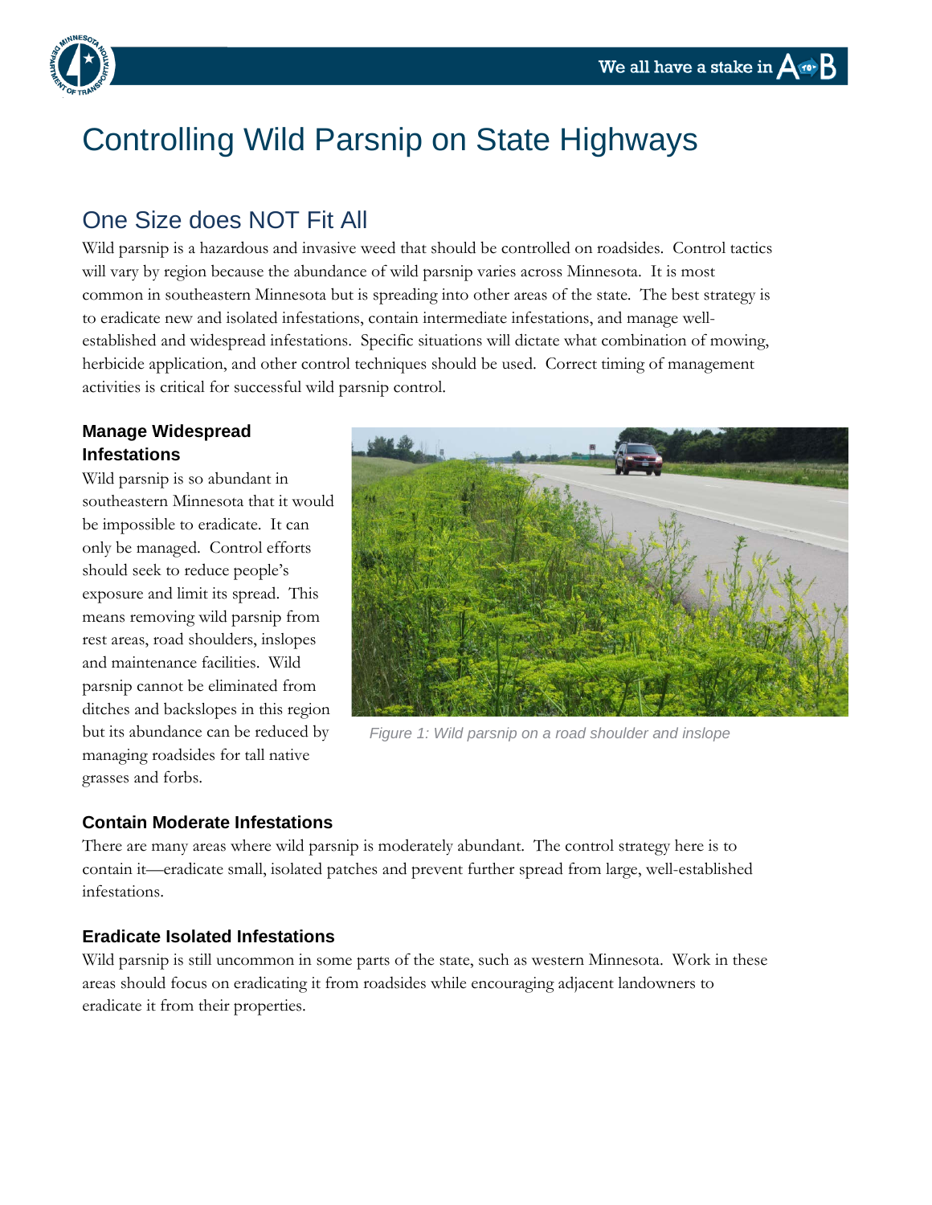# Controlling Wild Parsnip on State Highways

## One Size does NOT Fit All

Wild parsnip is a hazardous and invasive weed that should be controlled on roadsides. Control tactics will vary by region because the abundance of wild parsnip varies across Minnesota. It is most common in southeastern Minnesota but is spreading into other areas of the state. The best strategy is to eradicate new and isolated infestations, contain intermediate infestations, and manage well-established and widespread infestations. Specific situations will dictate what combination of mowing, herbicide application, and other control techniques should be used. Correct timing of management activities is critical for successful wild parsnip control.

### Manage Widespread Infestations

Wild parsnip is so abundant in southeastern Minnesota that it would be impossible to eradicate. It can only be managed. Control efforts should seek to reduce people's exposure and limit its spread. This means removing wild parsnip from rest areas, road shoulders, inslopes and maintenance facilities. Wild parsnip cannot be eliminated from ditches and backslopes in this region but its abundance can be reduced by managing roadsides for tall native grasses and forbs.

*Figure 1: Wild parsnip on a road shoulder and inslope*

### Contain Moderate Infestations

There are many areas where wild parsnip is moderately abundant. The control strategy here is to contain it—eradicate small, isolated patches and prevent further spread from large, well-established infestations.

### Eradicate Isolated Infestations

Wild parsnip is still uncommon in some parts of the state, such as western Minnesota. Work in these areas should focus on eradicating it from roadsides while encouraging adjacent landowners to eradicate it from their properties.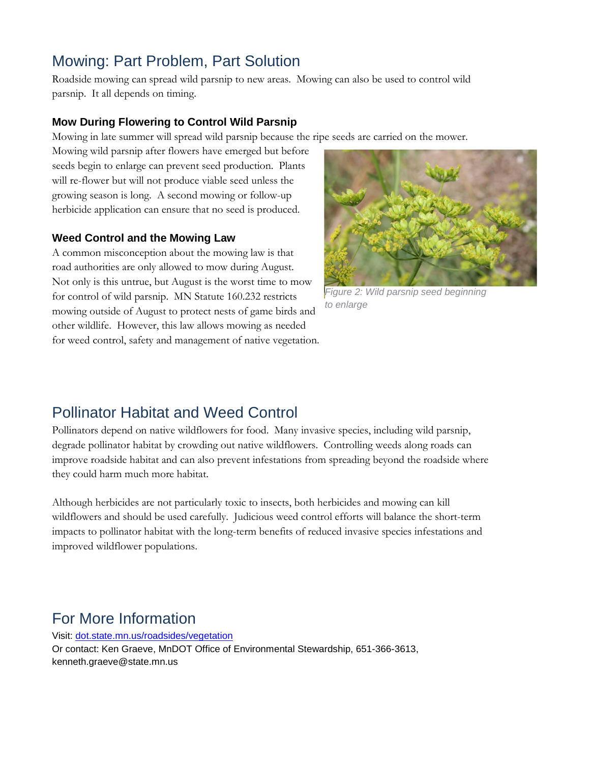## Mowing: Part Problem, Part Solution

Roadside mowing can spread wild parsnip to new areas. Mowing can also be used to control wild parsnip. It all depends on timing.

### Mow During Flowering to Control Wild Parsnip

Mowing in late summer will spread wild parsnip because the ripe seeds are carried on the mower. Mowing wild parsnip after flowers have emerged but before seeds begin to enlarge can prevent seed production. Plants will re-flower but will not produce viable seed unless the growing season is long. A second mowing or follow-up herbicide application can ensure that no seed is produced.

*Figure 2: Wild parsnip seed beginning to enlarge*

### Weed Control and the Mowing Law

A common misconception about the mowing law is that road authorities are only allowed to mow during August. Not only is this untrue, but August is the worst time to mow for control of wild parsnip. MN Statute 160.232 restricts mowing outside of August to protect nests of game birds and other wildlife. However, this law allows mowing as needed for weed control, safety and management of native vegetation.

## Pollinator Habitat and Weed Control

Pollinators depend on native wildflowers for food. Many invasive species, including wild parsnip, degrade pollinator habitat by crowding out native wildflowers. Controlling weeds along roads can improve roadside habitat and can also prevent infestations from spreading beyond the roadside where they could harm much more habitat.

Although herbicides are not particularly toxic to insects, both herbicides and mowing can kill wildflowers and should be used carefully. Judicious weed control efforts will balance the short-term impacts to pollinator habitat with the long-term benefits of reduced invasive species infestations and improved wildflower populations.

## For More Information

Visit: [dot.state.mn.us/roadsides/vegetation](dot.state.mn.us/roadsides/vegetation)
Or contact: Ken Graeve, MnDOT Office of Environmental Stewardship, 651-366-3613, kenneth.graeve@state.mn.us